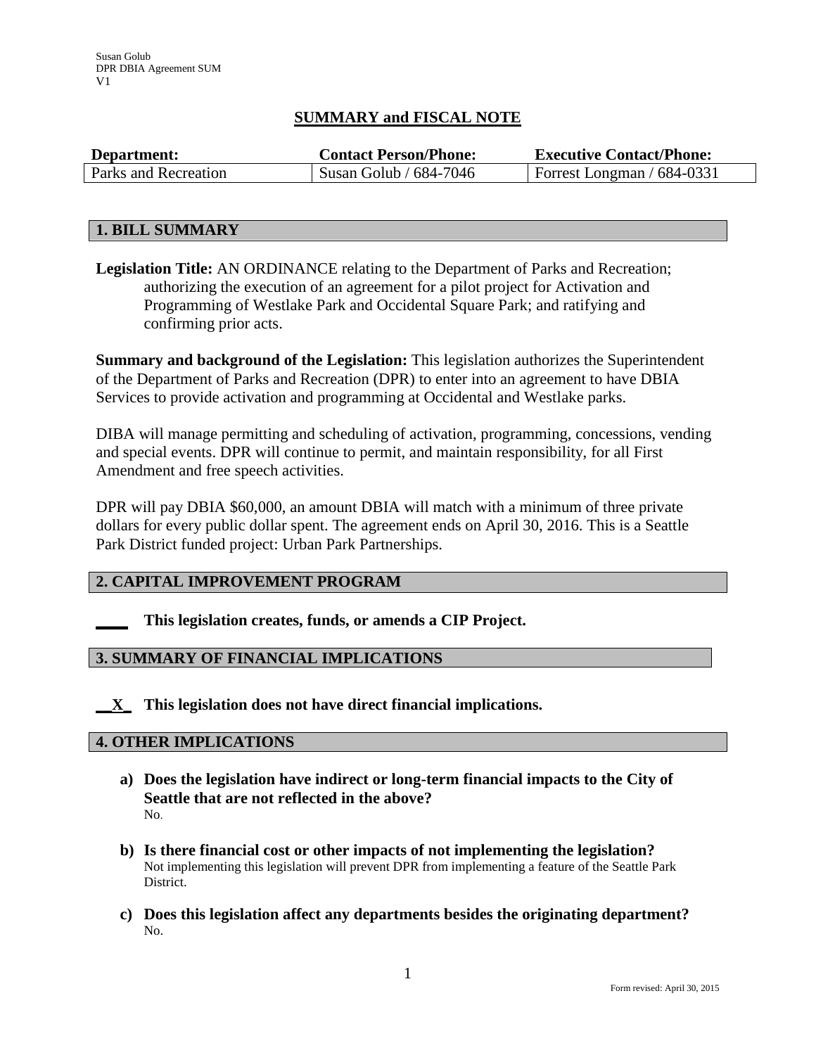Susan Golub
DPR DBIA Agreement SUM
V1

## SUMMARY and FISCAL NOTE

| Department: | Contact Person/Phone: | Executive Contact/Phone: |
|---|---|---|
| Parks and Recreation | Susan Golub / 684-7046 | Forrest Longman / 684-0331 |

### 1. BILL SUMMARY

**Legislation Title:** AN ORDINANCE relating to the Department of Parks and Recreation; authorizing the execution of an agreement for a pilot project for Activation and Programming of Westlake Park and Occidental Square Park; and ratifying and confirming prior acts.

**Summary and background of the Legislation:** This legislation authorizes the Superintendent of the Department of Parks and Recreation (DPR) to enter into an agreement to have DBIA Services to provide activation and programming at Occidental and Westlake parks.

DIBA will manage permitting and scheduling of activation, programming, concessions, vending and special events. DPR will continue to permit, and maintain responsibility, for all First Amendment and free speech activities.

DPR will pay DBIA $60,000, an amount DBIA will match with a minimum of three private dollars for every public dollar spent. The agreement ends on April 30, 2016. This is a Seattle Park District funded project: Urban Park Partnerships.

### 2. CAPITAL IMPROVEMENT PROGRAM

____ **This legislation creates, funds, or amends a CIP Project.**

### 3. SUMMARY OF FINANCIAL IMPLICATIONS

__X_ **This legislation does not have direct financial implications.**

### 4. OTHER IMPLICATIONS

a) **Does the legislation have indirect or long-term financial impacts to the City of Seattle that are not reflected in the above?**
No.

b) **Is there financial cost or other impacts of not implementing the legislation?**
Not implementing this legislation will prevent DPR from implementing a feature of the Seattle Park District.

c) **Does this legislation affect any departments besides the originating department?**
No.

Form revised: April 30, 2015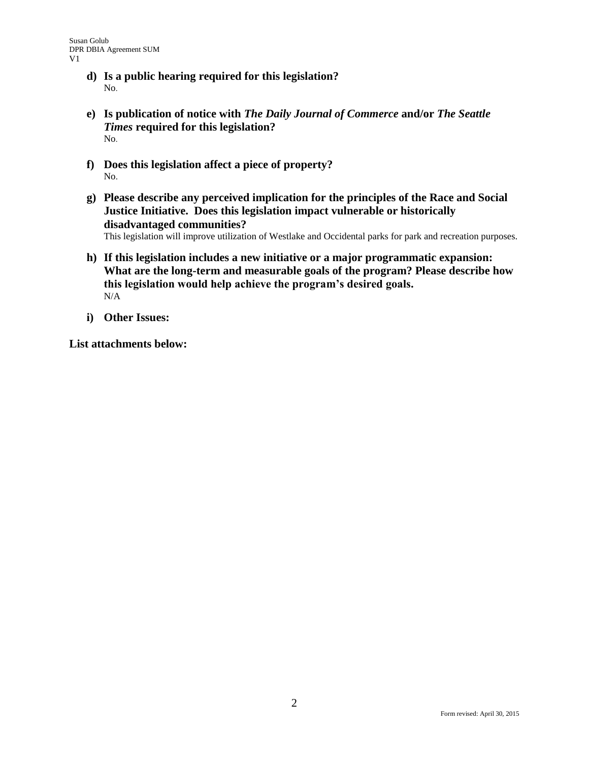**d) Is a public hearing required for this legislation?**
No.

**e) Is publication of notice with *The Daily Journal of Commerce* and/or *The Seattle Times* required for this legislation?**
No.

**f) Does this legislation affect a piece of property?**
No.

**g) Please describe any perceived implication for the principles of the Race and Social Justice Initiative. Does this legislation impact vulnerable or historically disadvantaged communities?**
This legislation will improve utilization of Westlake and Occidental parks for park and recreation purposes.

**h) If this legislation includes a new initiative or a major programmatic expansion: What are the long-term and measurable goals of the program? Please describe how this legislation would help achieve the program's desired goals.**
N/A

**i) Other Issues:**

**List attachments below:**